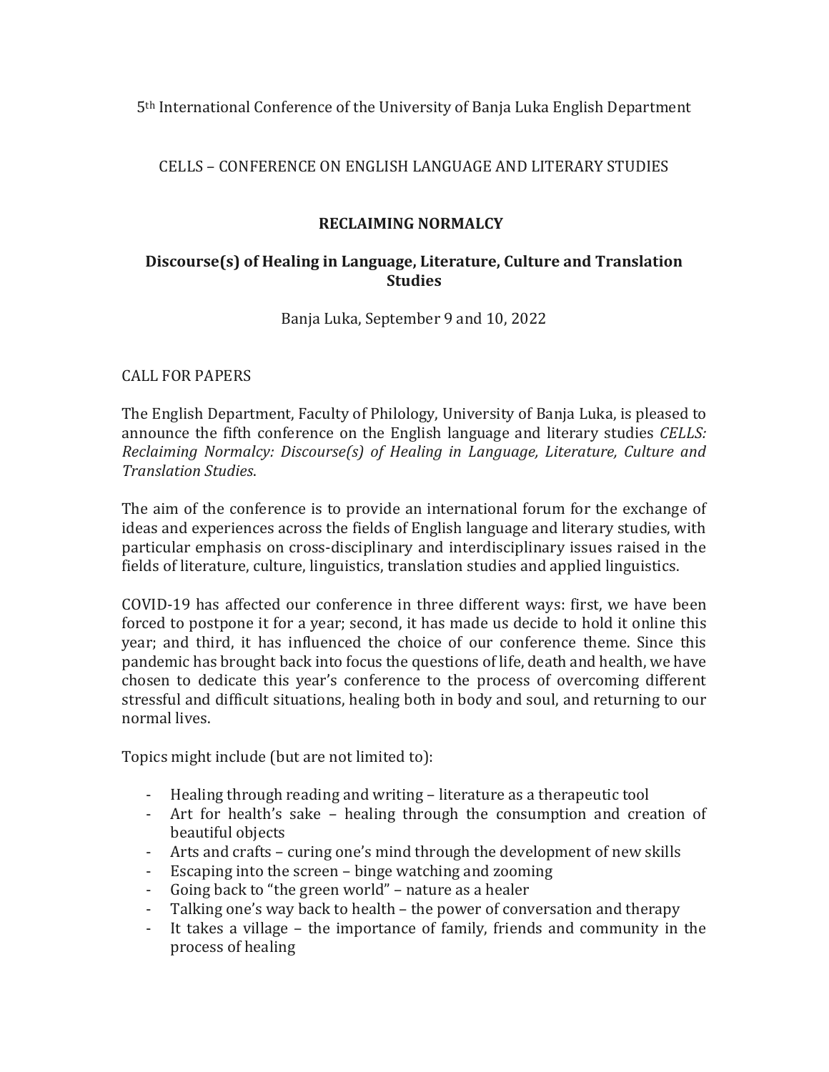5th International Conference of the University of Banja Luka English Department

CELLS – CONFERENCE ON ENGLISH LANGUAGE AND LITERARY STUDIES

# RECLAIMING NORMALCY

## Discourse(s) of Healing in Language, Literature, Culture and Translation Studies

Banja Luka, September 9 and 10, 2022

CALL FOR PAPERS

The English Department, Faculty of Philology, University of Banja Luka, is pleased to announce the fifth conference on the English language and literary studies *CELLS: Reclaiming Normalcy: Discourse(s) of Healing in Language, Literature, Culture and Translation Studies*.

The aim of the conference is to provide an international forum for the exchange of ideas and experiences across the fields of English language and literary studies, with particular emphasis on cross-disciplinary and interdisciplinary issues raised in the fields of literature, culture, linguistics, translation studies and applied linguistics.

COVID-19 has affected our conference in three different ways: first, we have been forced to postpone it for a year; second, it has made us decide to hold it online this year; and third, it has influenced the choice of our conference theme. Since this pandemic has brought back into focus the questions of life, death and health, we have chosen to dedicate this year's conference to the process of overcoming different stressful and difficult situations, healing both in body and soul, and returning to our normal lives.

Topics might include (but are not limited to):

- Healing through reading and writing – literature as a therapeutic tool
- Art for health's sake – healing through the consumption and creation of beautiful objects
- Arts and crafts – curing one's mind through the development of new skills
- Escaping into the screen – binge watching and zooming
- Going back to "the green world" – nature as a healer
- Talking one's way back to health – the power of conversation and therapy
- It takes a village – the importance of family, friends and community in the process of healing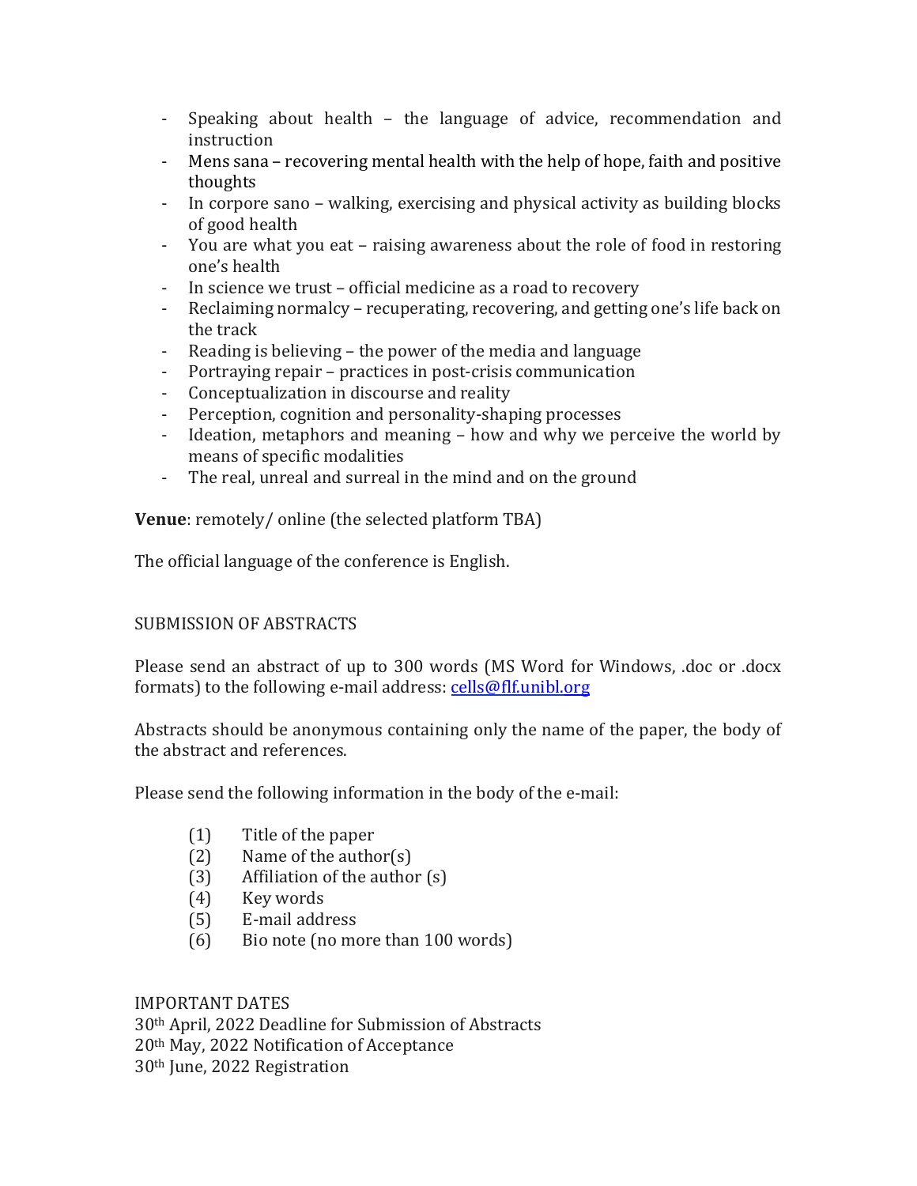- Speaking about health – the language of advice, recommendation and instruction
- Mens sana – recovering mental health with the help of hope, faith and positive thoughts
- In corpore sano – walking, exercising and physical activity as building blocks of good health
- You are what you eat – raising awareness about the role of food in restoring one's health
- In science we trust – official medicine as a road to recovery
- Reclaiming normalcy – recuperating, recovering, and getting one's life back on the track
- Reading is believing – the power of the media and language
- Portraying repair – practices in post-crisis communication
- Conceptualization in discourse and reality
- Perception, cognition and personality-shaping processes
- Ideation, metaphors and meaning – how and why we perceive the world by means of specific modalities
- The real, unreal and surreal in the mind and on the ground

**Venue**: remotely/ online (the selected platform TBA)

The official language of the conference is English.

SUBMISSION OF ABSTRACTS

Please send an abstract of up to 300 words (MS Word for Windows, .doc or .docx formats) to the following e-mail address: cells@flf.unibl.org

Abstracts should be anonymous containing only the name of the paper, the body of the abstract and references.

Please send the following information in the body of the e-mail:

(1) Title of the paper
(2) Name of the author(s)
(3) Affiliation of the author (s)
(4) Key words
(5) E-mail address
(6) Bio note (no more than 100 words)

IMPORTANT DATES
30th April, 2022 Deadline for Submission of Abstracts
20th May, 2022 Notification of Acceptance
30th June, 2022 Registration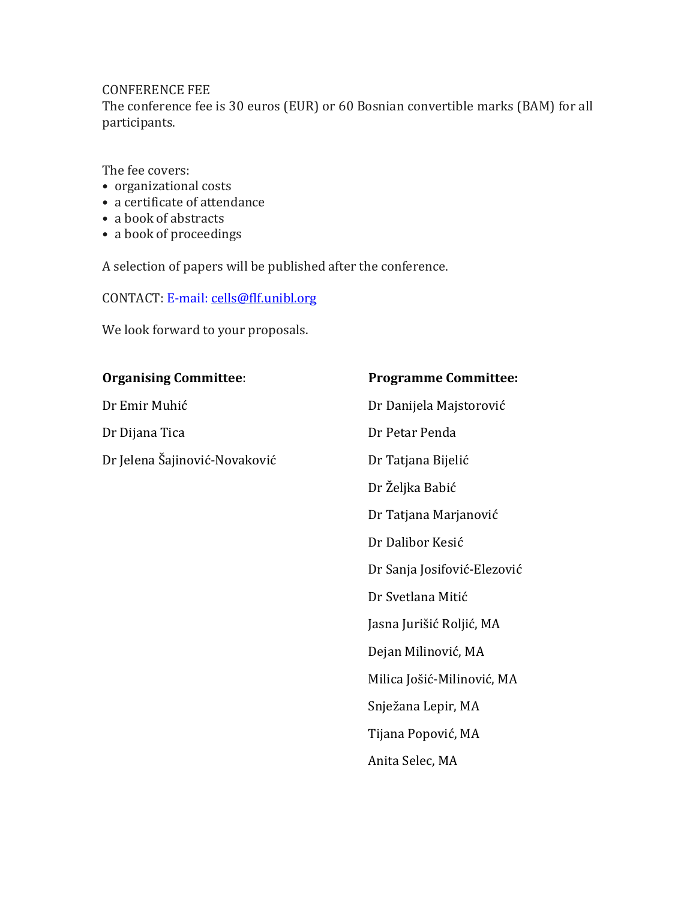CONFERENCE FEE

The conference fee is 30 euros (EUR) or 60 Bosnian convertible marks (BAM) for all participants.

The fee covers:

- organizational costs
- a certificate of attendance
- a book of abstracts
- a book of proceedings

A selection of papers will be published after the conference.

CONTACT: E-mail: cells@flf.unibl.org

We look forward to your proposals.

**Organising Committee**:

Dr Emir Muhić

Dr Dijana Tica

Dr Jelena Šajinović-Novaković

**Programme Committee:**

Dr Danijela Majstorović

Dr Petar Penda

Dr Tatjana Bijelić

Dr Željka Babić

Dr Tatjana Marjanović

Dr Dalibor Kesić

Dr Sanja Josifović-Elezović

Dr Svetlana Mitić

Jasna Jurišić Roljić, MA

Dejan Milinović, MA

Milica Jošić-Milinović, MA

Snježana Lepir, MA

Tijana Popović, MA

Anita Selec, MA